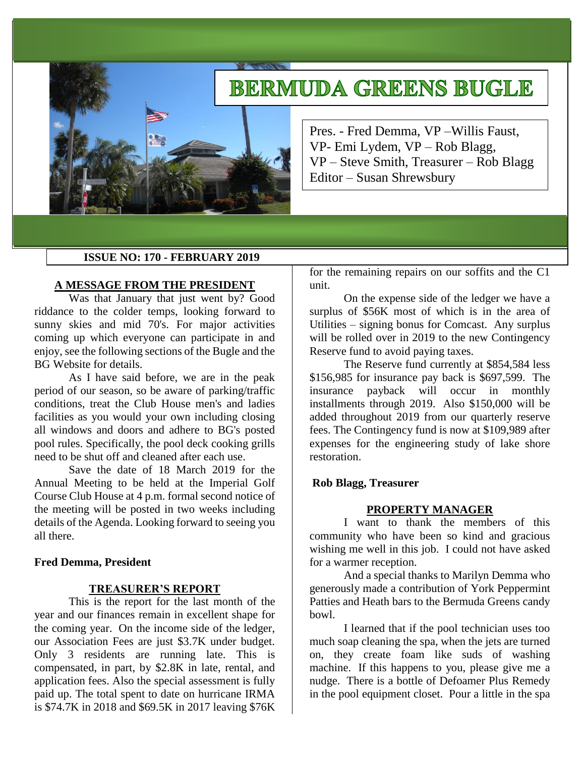# BERMUDA GREENS BUGLE

Pres. - Fred Demma, VP –Willis Faust,
VP- Emi Lydem, VP – Rob Blagg,
VP – Steve Smith, Treasurer – Rob Blagg
Editor – Susan Shrewsbury

**ISSUE NO: 170 - FEBRUARY 2019**

## A MESSAGE FROM THE PRESIDENT

Was that January that just went by? Good riddance to the colder temps, looking forward to sunny skies and mid 70's. For major activities coming up which everyone can participate in and enjoy, see the following sections of the Bugle and the BG Website for details.

As I have said before, we are in the peak period of our season, so be aware of parking/traffic conditions, treat the Club House men's and ladies facilities as you would your own including closing all windows and doors and adhere to BG's posted pool rules. Specifically, the pool deck cooking grills need to be shut off and cleaned after each use.

Save the date of 18 March 2019 for the Annual Meeting to be held at the Imperial Golf Course Club House at 4 p.m. formal second notice of the meeting will be posted in two weeks including details of the Agenda. Looking forward to seeing you all there.

**Fred Demma, President**

## TREASURER'S REPORT

This is the report for the last month of the year and our finances remain in excellent shape for the coming year. On the income side of the ledger, our Association Fees are just $3.7K under budget. Only 3 residents are running late. This is compensated, in part, by $2.8K in late, rental, and application fees. Also the special assessment is fully paid up. The total spent to date on hurricane IRMA is $74.7K in 2018 and $69.5K in 2017 leaving $76K for the remaining repairs on our soffits and the C1 unit.

On the expense side of the ledger we have a surplus of $56K most of which is in the area of Utilities – signing bonus for Comcast. Any surplus will be rolled over in 2019 to the new Contingency Reserve fund to avoid paying taxes.

The Reserve fund currently at $854,584 less $156,985 for insurance pay back is $697,599. The insurance payback will occur in monthly installments through 2019. Also $150,000 will be added throughout 2019 from our quarterly reserve fees. The Contingency fund is now at $109,989 after expenses for the engineering study of lake shore restoration.

**Rob Blagg, Treasurer**

## PROPERTY MANAGER

I want to thank the members of this community who have been so kind and gracious wishing me well in this job. I could not have asked for a warmer reception.

And a special thanks to Marilyn Demma who generously made a contribution of York Peppermint Patties and Heath bars to the Bermuda Greens candy bowl.

I learned that if the pool technician uses too much soap cleaning the spa, when the jets are turned on, they create foam like suds of washing machine. If this happens to you, please give me a nudge. There is a bottle of Defoamer Plus Remedy in the pool equipment closet. Pour a little in the spa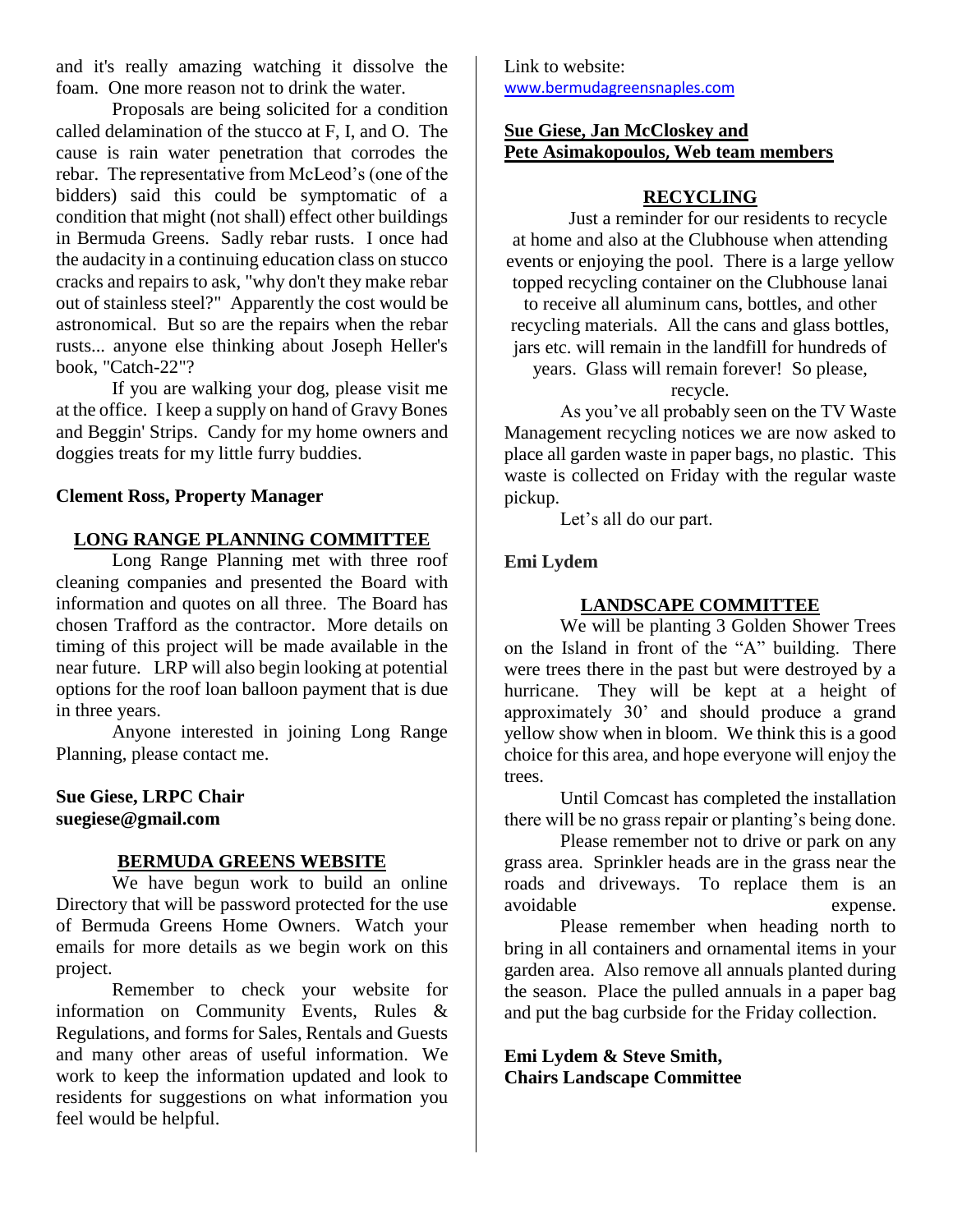and it's really amazing watching it dissolve the foam. One more reason not to drink the water.

Proposals are being solicited for a condition called delamination of the stucco at F, I, and O. The cause is rain water penetration that corrodes the rebar. The representative from McLeod's (one of the bidders) said this could be symptomatic of a condition that might (not shall) effect other buildings in Bermuda Greens. Sadly rebar rusts. I once had the audacity in a continuing education class on stucco cracks and repairs to ask, "why don't they make rebar out of stainless steel?" Apparently the cost would be astronomical. But so are the repairs when the rebar rusts... anyone else thinking about Joseph Heller's book, "Catch-22"?

If you are walking your dog, please visit me at the office. I keep a supply on hand of Gravy Bones and Beggin' Strips. Candy for my home owners and doggies treats for my little furry buddies.

**Clement Ross, Property Manager**

## LONG RANGE PLANNING COMMITTEE

Long Range Planning met with three roof cleaning companies and presented the Board with information and quotes on all three. The Board has chosen Trafford as the contractor. More details on timing of this project will be made available in the near future. LRP will also begin looking at potential options for the roof loan balloon payment that is due in three years.

Anyone interested in joining Long Range Planning, please contact me.

**Sue Giese, LRPC Chair**
**suegiese@gmail.com**

## BERMUDA GREENS WEBSITE

We have begun work to build an online Directory that will be password protected for the use of Bermuda Greens Home Owners. Watch your emails for more details as we begin work on this project.

Remember to check your website for information on Community Events, Rules & Regulations, and forms for Sales, Rentals and Guests and many other areas of useful information. We work to keep the information updated and look to residents for suggestions on what information you feel would be helpful.

Link to website:
www.bermudagreensnaples.com

**Sue Giese, Jan McCloskey and Pete Asimakopoulos, Web team members**

## RECYCLING

Just a reminder for our residents to recycle at home and also at the Clubhouse when attending events or enjoying the pool. There is a large yellow topped recycling container on the Clubhouse lanai to receive all aluminum cans, bottles, and other recycling materials. All the cans and glass bottles, jars etc. will remain in the landfill for hundreds of years. Glass will remain forever! So please, recycle.

As you've all probably seen on the TV Waste Management recycling notices we are now asked to place all garden waste in paper bags, no plastic. This waste is collected on Friday with the regular waste pickup.

Let's all do our part.

**Emi Lydem**

## LANDSCAPE COMMITTEE

We will be planting 3 Golden Shower Trees on the Island in front of the "A" building. There were trees there in the past but were destroyed by a hurricane. They will be kept at a height of approximately 30' and should produce a grand yellow show when in bloom. We think this is a good choice for this area, and hope everyone will enjoy the trees.

Until Comcast has completed the installation there will be no grass repair or planting's being done.

Please remember not to drive or park on any grass area. Sprinkler heads are in the grass near the roads and driveways. To replace them is an avoidable expense.

Please remember when heading north to bring in all containers and ornamental items in your garden area. Also remove all annuals planted during the season. Place the pulled annuals in a paper bag and put the bag curbside for the Friday collection.

**Emi Lydem & Steve Smith, Chairs Landscape Committee**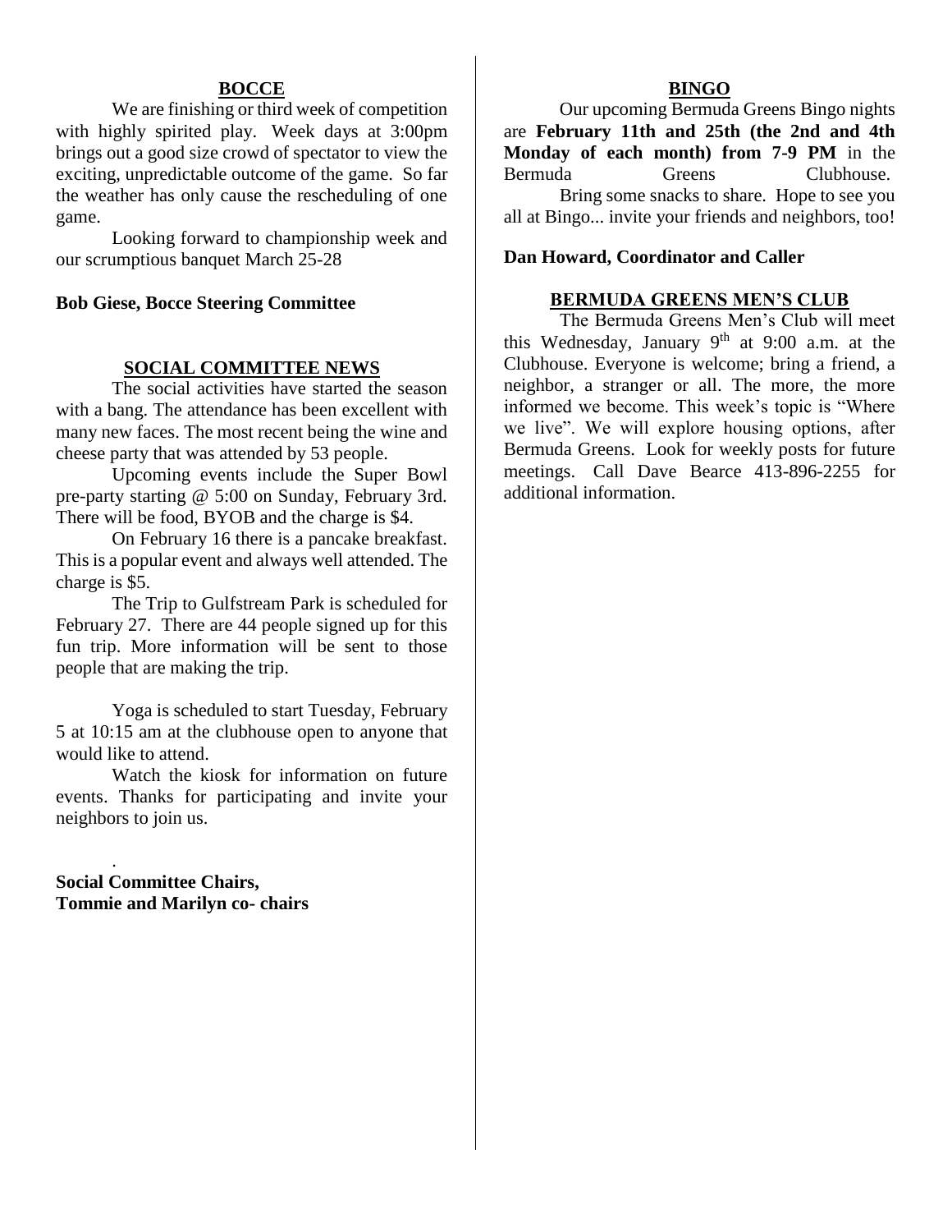## BOCCE

We are finishing or third week of competition with highly spirited play. Week days at 3:00pm brings out a good size crowd of spectator to view the exciting, unpredictable outcome of the game. So far the weather has only cause the rescheduling of one game.

Looking forward to championship week and our scrumptious banquet March 25-28

**Bob Giese, Bocce Steering Committee**

## SOCIAL COMMITTEE NEWS

The social activities have started the season with a bang. The attendance has been excellent with many new faces. The most recent being the wine and cheese party that was attended by 53 people.

Upcoming events include the Super Bowl pre-party starting @ 5:00 on Sunday, February 3rd. There will be food, BYOB and the charge is $4.

On February 16 there is a pancake breakfast. This is a popular event and always well attended. The charge is $5.

The Trip to Gulfstream Park is scheduled for February 27. There are 44 people signed up for this fun trip. More information will be sent to those people that are making the trip.

Yoga is scheduled to start Tuesday, February 5 at 10:15 am at the clubhouse open to anyone that would like to attend.

Watch the kiosk for information on future events. Thanks for participating and invite your neighbors to join us.

.

**Social Committee Chairs,**
**Tommie and Marilyn co- chairs**

## BINGO

Our upcoming Bermuda Greens Bingo nights are **February 11th and 25th (the 2nd and 4th Monday of each month) from 7-9 PM** in the Bermuda Greens Clubhouse.

Bring some snacks to share. Hope to see you all at Bingo... invite your friends and neighbors, too!

**Dan Howard, Coordinator and Caller**

## BERMUDA GREENS MEN'S CLUB

The Bermuda Greens Men's Club will meet this Wednesday, January 9th at 9:00 a.m. at the Clubhouse. Everyone is welcome; bring a friend, a neighbor, a stranger or all. The more, the more informed we become. This week's topic is "Where we live". We will explore housing options, after Bermuda Greens. Look for weekly posts for future meetings. Call Dave Bearce 413-896-2255 for additional information.